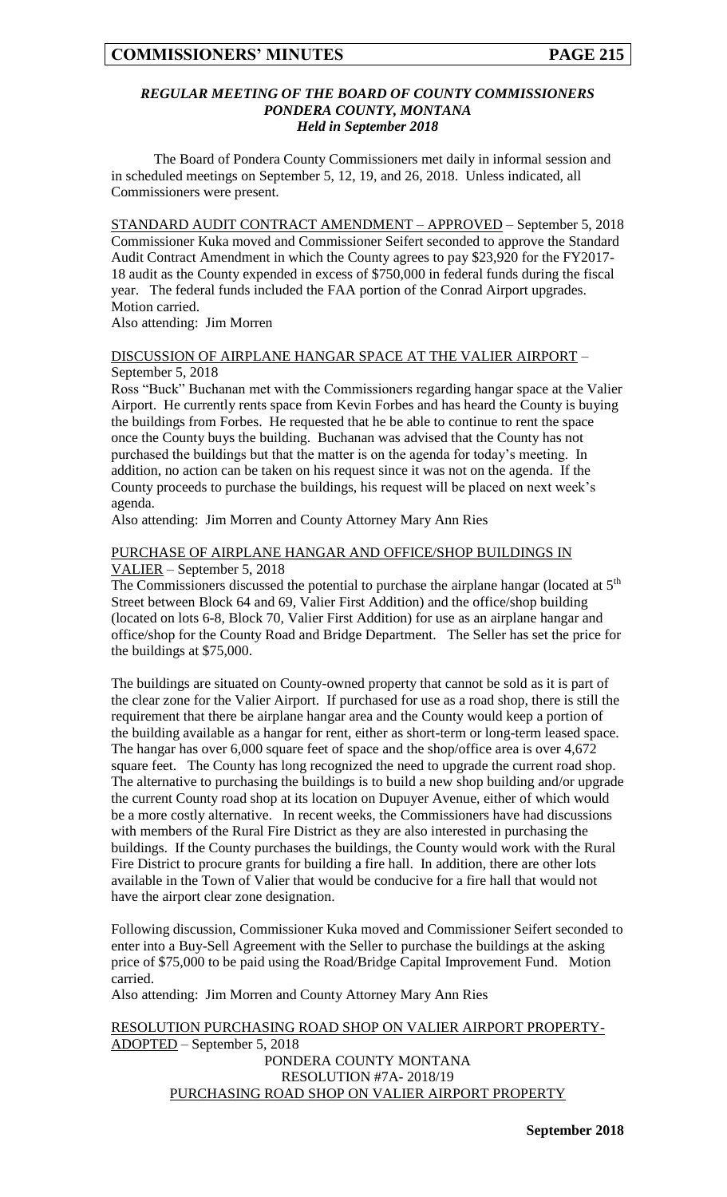### *REGULAR MEETING OF THE BOARD OF COUNTY COMMISSIONERS*
### *PONDERA COUNTY, MONTANA*
### *Held in September 2018*

The Board of Pondera County Commissioners met daily in informal session and in scheduled meetings on September 5, 12, 19, and 26, 2018. Unless indicated, all Commissioners were present.

STANDARD AUDIT CONTRACT AMENDMENT – APPROVED – September 5, 2018
Commissioner Kuka moved and Commissioner Seifert seconded to approve the Standard Audit Contract Amendment in which the County agrees to pay $23,920 for the FY2017-18 audit as the County expended in excess of $750,000 in federal funds during the fiscal year. The federal funds included the FAA portion of the Conrad Airport upgrades. Motion carried.
Also attending: Jim Morren

DISCUSSION OF AIRPLANE HANGAR SPACE AT THE VALIER AIRPORT – September 5, 2018
Ross "Buck" Buchanan met with the Commissioners regarding hangar space at the Valier Airport. He currently rents space from Kevin Forbes and has heard the County is buying the buildings from Forbes. He requested that he be able to continue to rent the space once the County buys the building. Buchanan was advised that the County has not purchased the buildings but that the matter is on the agenda for today's meeting. In addition, no action can be taken on his request since it was not on the agenda. If the County proceeds to purchase the buildings, his request will be placed on next week's agenda.
Also attending: Jim Morren and County Attorney Mary Ann Ries

PURCHASE OF AIRPLANE HANGAR AND OFFICE/SHOP BUILDINGS IN VALIER – September 5, 2018
The Commissioners discussed the potential to purchase the airplane hangar (located at 5th Street between Block 64 and 69, Valier First Addition) and the office/shop building (located on lots 6-8, Block 70, Valier First Addition) for use as an airplane hangar and office/shop for the County Road and Bridge Department. The Seller has set the price for the buildings at $75,000.

The buildings are situated on County-owned property that cannot be sold as it is part of the clear zone for the Valier Airport. If purchased for use as a road shop, there is still the requirement that there be airplane hangar area and the County would keep a portion of the building available as a hangar for rent, either as short-term or long-term leased space. The hangar has over 6,000 square feet of space and the shop/office area is over 4,672 square feet. The County has long recognized the need to upgrade the current road shop. The alternative to purchasing the buildings is to build a new shop building and/or upgrade the current County road shop at its location on Dupuyer Avenue, either of which would be a more costly alternative. In recent weeks, the Commissioners have had discussions with members of the Rural Fire District as they are also interested in purchasing the buildings. If the County purchases the buildings, the County would work with the Rural Fire District to procure grants for building a fire hall. In addition, there are other lots available in the Town of Valier that would be conducive for a fire hall that would not have the airport clear zone designation.

Following discussion, Commissioner Kuka moved and Commissioner Seifert seconded to enter into a Buy-Sell Agreement with the Seller to purchase the buildings at the asking price of $75,000 to be paid using the Road/Bridge Capital Improvement Fund. Motion carried.
Also attending: Jim Morren and County Attorney Mary Ann Ries

RESOLUTION PURCHASING ROAD SHOP ON VALIER AIRPORT PROPERTY-ADOPTED – September 5, 2018

PONDERA COUNTY MONTANA
RESOLUTION #7A- 2018/19
PURCHASING ROAD SHOP ON VALIER AIRPORT PROPERTY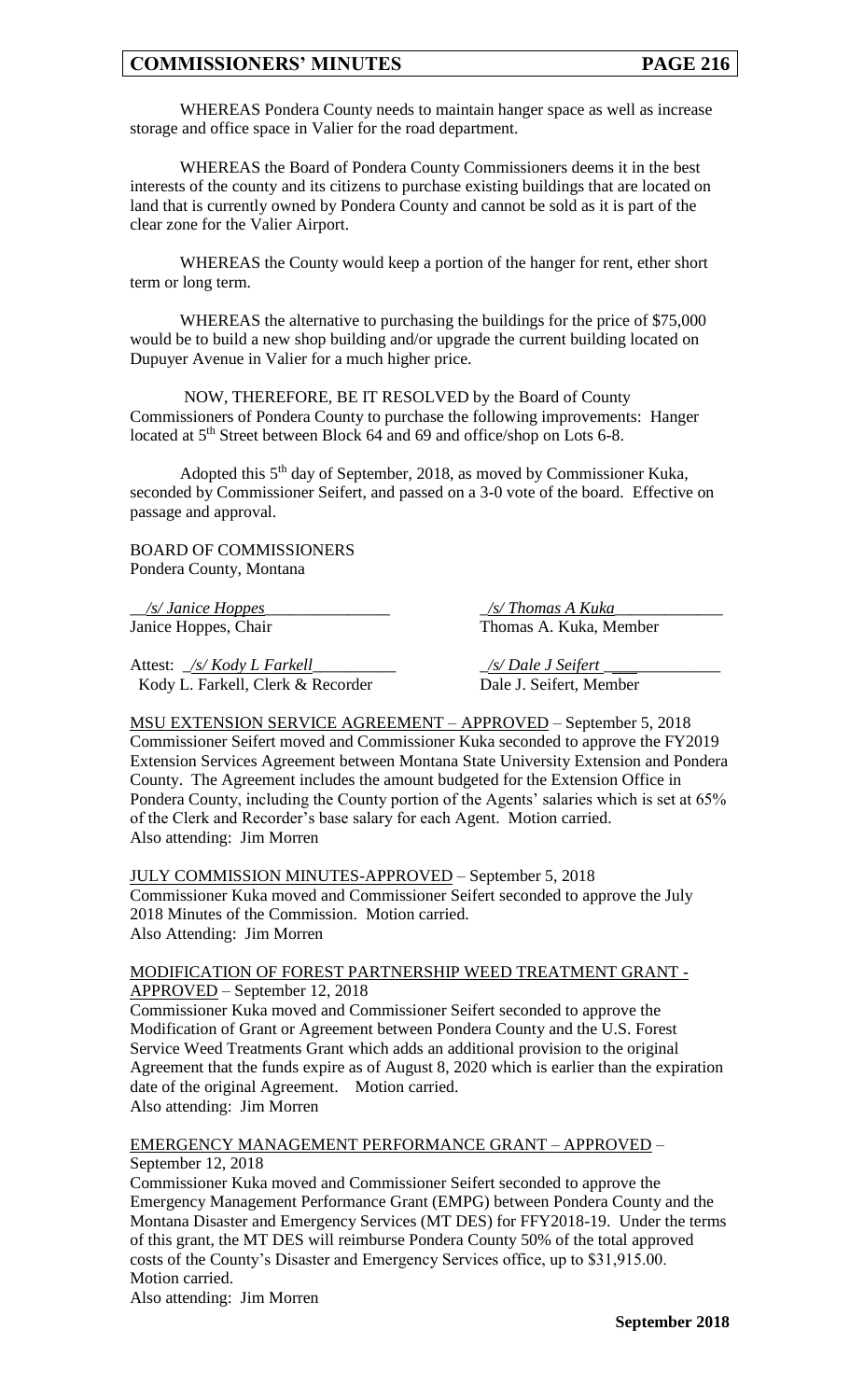WHEREAS Pondera County needs to maintain hanger space as well as increase storage and office space in Valier for the road department.

WHEREAS the Board of Pondera County Commissioners deems it in the best interests of the county and its citizens to purchase existing buildings that are located on land that is currently owned by Pondera County and cannot be sold as it is part of the clear zone for the Valier Airport.

WHEREAS the County would keep a portion of the hanger for rent, ether short term or long term.

WHEREAS the alternative to purchasing the buildings for the price of $75,000 would be to build a new shop building and/or upgrade the current building located on Dupuyer Avenue in Valier for a much higher price.

NOW, THEREFORE, BE IT RESOLVED by the Board of County Commissioners of Pondera County to purchase the following improvements: Hanger located at 5th Street between Block 64 and 69 and office/shop on Lots 6-8.

Adopted this 5th day of September, 2018, as moved by Commissioner Kuka, seconded by Commissioner Seifert, and passed on a 3-0 vote of the board. Effective on passage and approval.

BOARD OF COMMISSIONERS
Pondera County, Montana

*/s/ Janice Hoppes*
Janice Hoppes, Chair

*/s/ Thomas A Kuka*
Thomas A. Kuka, Member

Attest: */s/ Kody L Farkell*
Kody L. Farkell, Clerk & Recorder

*/s/ Dale J Seifert*
Dale J. Seifert, Member

MSU EXTENSION SERVICE AGREEMENT – APPROVED – September 5, 2018
Commissioner Seifert moved and Commissioner Kuka seconded to approve the FY2019 Extension Services Agreement between Montana State University Extension and Pondera County. The Agreement includes the amount budgeted for the Extension Office in Pondera County, including the County portion of the Agents' salaries which is set at 65% of the Clerk and Recorder's base salary for each Agent. Motion carried.
Also attending: Jim Morren

JULY COMMISSION MINUTES-APPROVED – September 5, 2018
Commissioner Kuka moved and Commissioner Seifert seconded to approve the July 2018 Minutes of the Commission. Motion carried.
Also Attending: Jim Morren

MODIFICATION OF FOREST PARTNERSHIP WEED TREATMENT GRANT - APPROVED – September 12, 2018
Commissioner Kuka moved and Commissioner Seifert seconded to approve the Modification of Grant or Agreement between Pondera County and the U.S. Forest Service Weed Treatments Grant which adds an additional provision to the original Agreement that the funds expire as of August 8, 2020 which is earlier than the expiration date of the original Agreement. Motion carried.
Also attending: Jim Morren

EMERGENCY MANAGEMENT PERFORMANCE GRANT – APPROVED – September 12, 2018
Commissioner Kuka moved and Commissioner Seifert seconded to approve the Emergency Management Performance Grant (EMPG) between Pondera County and the Montana Disaster and Emergency Services (MT DES) for FFY2018-19. Under the terms of this grant, the MT DES will reimburse Pondera County 50% of the total approved costs of the County's Disaster and Emergency Services office, up to $31,915.00. Motion carried.
Also attending: Jim Morren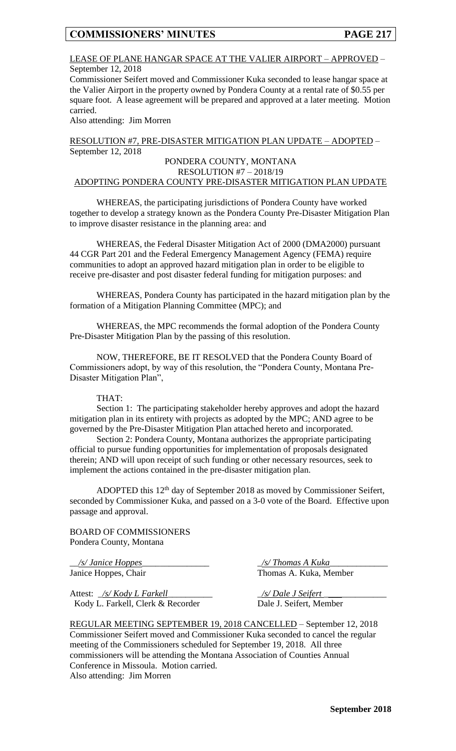LEASE OF PLANE HANGAR SPACE AT THE VALIER AIRPORT – APPROVED – September 12, 2018

Commissioner Seifert moved and Commissioner Kuka seconded to lease hangar space at the Valier Airport in the property owned by Pondera County at a rental rate of $0.55 per square foot. A lease agreement will be prepared and approved at a later meeting. Motion carried.

Also attending: Jim Morren

RESOLUTION #7, PRE-DISASTER MITIGATION PLAN UPDATE – ADOPTED – September 12, 2018

PONDERA COUNTY, MONTANA
RESOLUTION #7 – 2018/19
ADOPTING PONDERA COUNTY PRE-DISASTER MITIGATION PLAN UPDATE

WHEREAS, the participating jurisdictions of Pondera County have worked together to develop a strategy known as the Pondera County Pre-Disaster Mitigation Plan to improve disaster resistance in the planning area: and

WHEREAS, the Federal Disaster Mitigation Act of 2000 (DMA2000) pursuant 44 CGR Part 201 and the Federal Emergency Management Agency (FEMA) require communities to adopt an approved hazard mitigation plan in order to be eligible to receive pre-disaster and post disaster federal funding for mitigation purposes: and

WHEREAS, Pondera County has participated in the hazard mitigation plan by the formation of a Mitigation Planning Committee (MPC); and

WHEREAS, the MPC recommends the formal adoption of the Pondera County Pre-Disaster Mitigation Plan by the passing of this resolution.

NOW, THEREFORE, BE IT RESOLVED that the Pondera County Board of Commissioners adopt, by way of this resolution, the "Pondera County, Montana Pre-Disaster Mitigation Plan",

THAT:

Section 1: The participating stakeholder hereby approves and adopt the hazard mitigation plan in its entirety with projects as adopted by the MPC; AND agree to be governed by the Pre-Disaster Mitigation Plan attached hereto and incorporated.

Section 2: Pondera County, Montana authorizes the appropriate participating official to pursue funding opportunities for implementation of proposals designated therein; AND will upon receipt of such funding or other necessary resources, seek to implement the actions contained in the pre-disaster mitigation plan.

ADOPTED this 12th day of September 2018 as moved by Commissioner Seifert, seconded by Commissioner Kuka, and passed on a 3-0 vote of the Board. Effective upon passage and approval.

BOARD OF COMMISSIONERS
Pondera County, Montana

*/s/ Janice Hoppes*
Janice Hoppes, Chair

*/s/ Thomas A Kuka*
Thomas A. Kuka, Member

Attest: */s/ Kody L Farkell*
Kody L. Farkell, Clerk & Recorder

*/s/ Dale J Seifert*
Dale J. Seifert, Member

REGULAR MEETING SEPTEMBER 19, 2018 CANCELLED – September 12, 2018

Commissioner Seifert moved and Commissioner Kuka seconded to cancel the regular meeting of the Commissioners scheduled for September 19, 2018. All three commissioners will be attending the Montana Association of Counties Annual Conference in Missoula. Motion carried.

Also attending: Jim Morren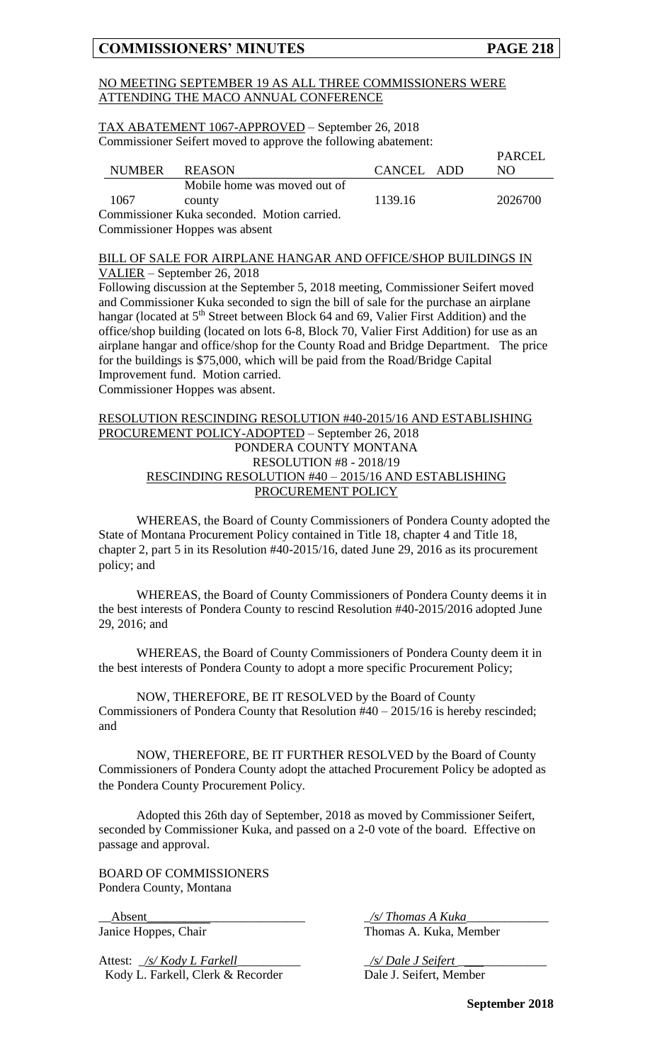NO MEETING SEPTEMBER 19 AS ALL THREE COMMISSIONERS WERE ATTENDING THE MACO ANNUAL CONFERENCE

TAX ABATEMENT 1067-APPROVED – September 26, 2018

Commissioner Seifert moved to approve the following abatement:

| NUMBER | REASON | CANCEL | ADD | PARCEL NO |
|---|---|---|---|---|
| 1067 | Mobile home was moved out of county | 1139.16 | | 2026700 |

Commissioner Kuka seconded. Motion carried.
Commissioner Hoppes was absent

BILL OF SALE FOR AIRPLANE HANGAR AND OFFICE/SHOP BUILDINGS IN VALIER – September 26, 2018

Following discussion at the September 5, 2018 meeting, Commissioner Seifert moved and Commissioner Kuka seconded to sign the bill of sale for the purchase an airplane hangar (located at 5th Street between Block 64 and 69, Valier First Addition) and the office/shop building (located on lots 6-8, Block 70, Valier First Addition) for use as an airplane hangar and office/shop for the County Road and Bridge Department. The price for the buildings is $75,000, which will be paid from the Road/Bridge Capital Improvement fund. Motion carried.
Commissioner Hoppes was absent.

RESOLUTION RESCINDING RESOLUTION #40-2015/16 AND ESTABLISHING PROCUREMENT POLICY-ADOPTED – September 26, 2018

PONDERA COUNTY MONTANA
RESOLUTION #8 - 2018/19
RESCINDING RESOLUTION #40 – 2015/16 AND ESTABLISHING PROCUREMENT POLICY

WHEREAS, the Board of County Commissioners of Pondera County adopted the State of Montana Procurement Policy contained in Title 18, chapter 4 and Title 18, chapter 2, part 5 in its Resolution #40-2015/16, dated June 29, 2016 as its procurement policy; and

WHEREAS, the Board of County Commissioners of Pondera County deems it in the best interests of Pondera County to rescind Resolution #40-2015/2016 adopted June 29, 2016; and

WHEREAS, the Board of County Commissioners of Pondera County deem it in the best interests of Pondera County to adopt a more specific Procurement Policy;

NOW, THEREFORE, BE IT RESOLVED by the Board of County Commissioners of Pondera County that Resolution #40 – 2015/16 is hereby rescinded; and

NOW, THEREFORE, BE IT FURTHER RESOLVED by the Board of County Commissioners of Pondera County adopt the attached Procurement Policy be adopted as the Pondera County Procurement Policy.

Adopted this 26th day of September, 2018 as moved by Commissioner Seifert, seconded by Commissioner Kuka, and passed on a 2-0 vote of the board. Effective on passage and approval.

BOARD OF COMMISSIONERS
Pondera County, Montana

Absent
Janice Hoppes, Chair

*/s/ Thomas A Kuka*
Thomas A. Kuka, Member

Attest: */s/ Kody L Farkell*
Kody L. Farkell, Clerk & Recorder

*/s/ Dale J Seifert*
Dale J. Seifert, Member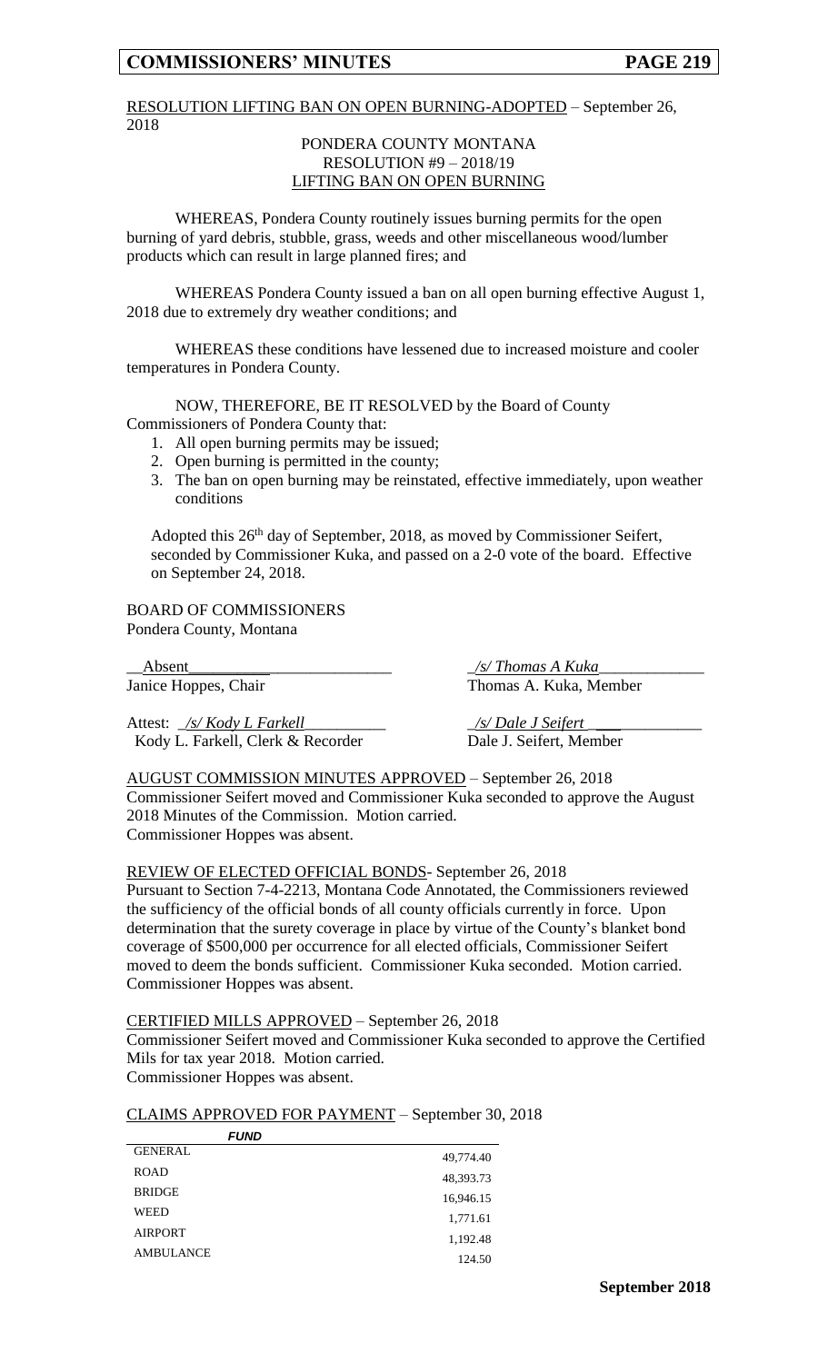RESOLUTION LIFTING BAN ON OPEN BURNING-ADOPTED – September 26, 2018

PONDERA COUNTY MONTANA
RESOLUTION #9 – 2018/19
LIFTING BAN ON OPEN BURNING

WHEREAS, Pondera County routinely issues burning permits for the open burning of yard debris, stubble, grass, weeds and other miscellaneous wood/lumber products which can result in large planned fires; and

WHEREAS Pondera County issued a ban on all open burning effective August 1, 2018 due to extremely dry weather conditions; and

WHEREAS these conditions have lessened due to increased moisture and cooler temperatures in Pondera County.

NOW, THEREFORE, BE IT RESOLVED by the Board of County Commissioners of Pondera County that:

1. All open burning permits may be issued;
2. Open burning is permitted in the county;
3. The ban on open burning may be reinstated, effective immediately, upon weather conditions

Adopted this 26th day of September, 2018, as moved by Commissioner Seifert, seconded by Commissioner Kuka, and passed on a 2-0 vote of the board. Effective on September 24, 2018.

BOARD OF COMMISSIONERS
Pondera County, Montana

Absent
Janice Hoppes, Chair

*/s/ Thomas A Kuka*
Thomas A. Kuka, Member

Attest: */s/ Kody L Farkell*
Kody L. Farkell, Clerk & Recorder

*/s/ Dale J Seifert*
Dale J. Seifert, Member

AUGUST COMMISSION MINUTES APPROVED – September 26, 2018
Commissioner Seifert moved and Commissioner Kuka seconded to approve the August 2018 Minutes of the Commission. Motion carried.
Commissioner Hoppes was absent.

REVIEW OF ELECTED OFFICIAL BONDS- September 26, 2018
Pursuant to Section 7-4-2213, Montana Code Annotated, the Commissioners reviewed the sufficiency of the official bonds of all county officials currently in force. Upon determination that the surety coverage in place by virtue of the County's blanket bond coverage of $500,000 per occurrence for all elected officials, Commissioner Seifert moved to deem the bonds sufficient. Commissioner Kuka seconded. Motion carried. Commissioner Hoppes was absent.

CERTIFIED MILLS APPROVED – September 26, 2018
Commissioner Seifert moved and Commissioner Kuka seconded to approve the Certified Mils for tax year 2018. Motion carried.
Commissioner Hoppes was absent.

CLAIMS APPROVED FOR PAYMENT – September 30, 2018

| *FUND* | |
|---|---|
| GENERAL | 49,774.40 |
| ROAD | 48,393.73 |
| BRIDGE | 16,946.15 |
| WEED | 1,771.61 |
| AIRPORT | 1,192.48 |
| AMBULANCE | 124.50 |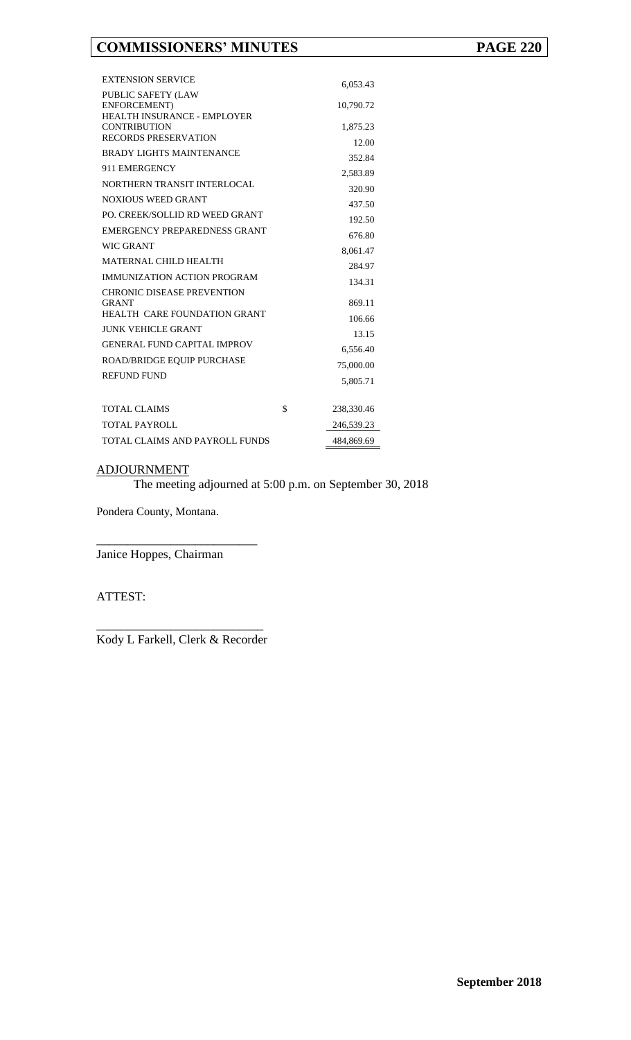| | | |
|---|---|---|
| EXTENSION SERVICE | | 6,053.43 |
| PUBLIC SAFETY (LAW ENFORCEMENT) | | 10,790.72 |
| HEALTH INSURANCE - EMPLOYER CONTRIBUTION | | 1,875.23 |
| RECORDS PRESERVATION | | 12.00 |
| BRADY LIGHTS MAINTENANCE | | 352.84 |
| 911 EMERGENCY | | 2,583.89 |
| NORTHERN TRANSIT INTERLOCAL | | 320.90 |
| NOXIOUS WEED GRANT | | 437.50 |
| PO. CREEK/SOLLID RD WEED GRANT | | 192.50 |
| EMERGENCY PREPAREDNESS GRANT | | 676.80 |
| WIC GRANT | | 8,061.47 |
| MATERNAL CHILD HEALTH | | 284.97 |
| IMMUNIZATION ACTION PROGRAM | | 134.31 |
| CHRONIC DISEASE PREVENTION GRANT | | 869.11 |
| HEALTH CARE FOUNDATION GRANT | | 106.66 |
| JUNK VEHICLE GRANT | | 13.15 |
| GENERAL FUND CAPITAL IMPROV | | 6,556.40 |
| ROAD/BRIDGE EQUIP PURCHASE | | 75,000.00 |
| REFUND FUND | | 5,805.71 |
| | | |
| TOTAL CLAIMS | $ | 238,330.46 |
| TOTAL PAYROLL | | 246,539.23 |
| TOTAL CLAIMS AND PAYROLL FUNDS | | 484,869.69 |

ADJOURNMENT

The meeting adjourned at 5:00 p.m. on September 30, 2018

Pondera County, Montana.

\_\_\_\_\_\_\_\_\_\_\_\_\_\_\_\_\_\_\_\_\_\_\_\_\_\_\_

Janice Hoppes, Chairman

ATTEST:

\_\_\_\_\_\_\_\_\_\_\_\_\_\_\_\_\_\_\_\_\_\_\_\_\_\_\_

Kody L Farkell, Clerk & Recorder